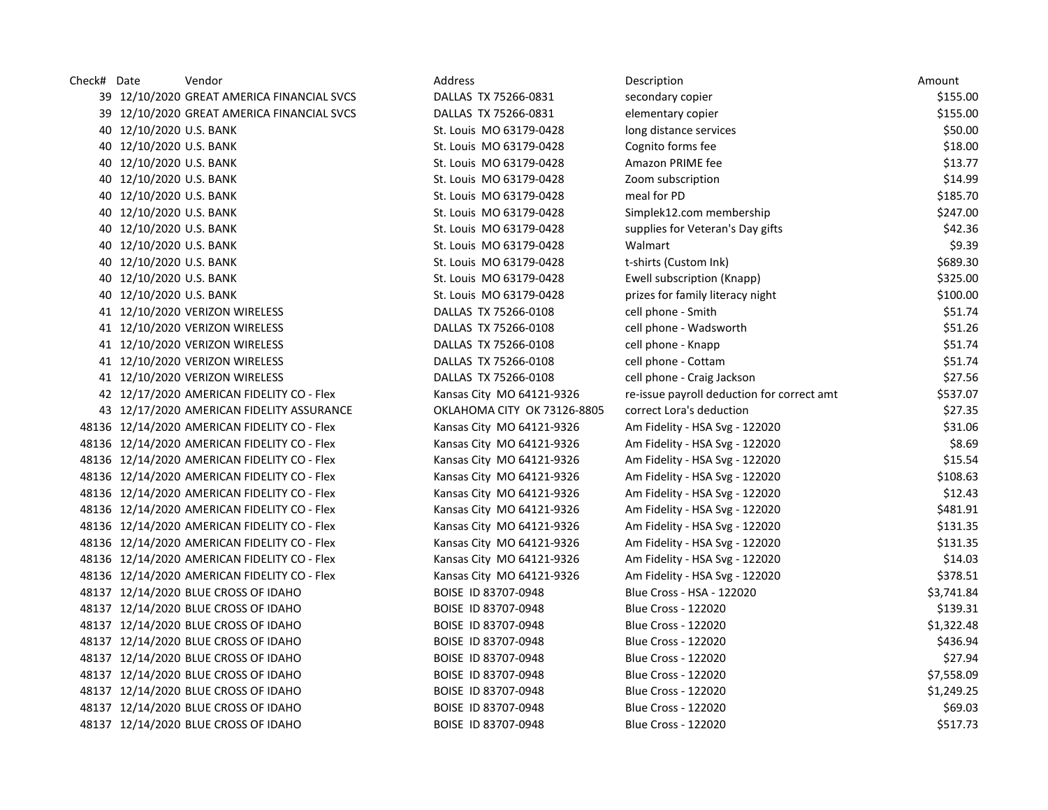| Check# | Date | Vendor | Address | Description | Amount |
|---|---|---|---|---|---|
| 39 | 12/10/2020 | GREAT AMERICA FINANCIAL SVCS | DALLAS TX 75266-0831 | secondary copier | $155.00 |
| 39 | 12/10/2020 | GREAT AMERICA FINANCIAL SVCS | DALLAS TX 75266-0831 | elementary copier | $155.00 |
| 40 | 12/10/2020 | U.S. BANK | St. Louis MO 63179-0428 | long distance services | $50.00 |
| 40 | 12/10/2020 | U.S. BANK | St. Louis MO 63179-0428 | Cognito forms fee | $18.00 |
| 40 | 12/10/2020 | U.S. BANK | St. Louis MO 63179-0428 | Amazon PRIME fee | $13.77 |
| 40 | 12/10/2020 | U.S. BANK | St. Louis MO 63179-0428 | Zoom subscription | $14.99 |
| 40 | 12/10/2020 | U.S. BANK | St. Louis MO 63179-0428 | meal for PD | $185.70 |
| 40 | 12/10/2020 | U.S. BANK | St. Louis MO 63179-0428 | Simplek12.com membership | $247.00 |
| 40 | 12/10/2020 | U.S. BANK | St. Louis MO 63179-0428 | supplies for Veteran's Day gifts | $42.36 |
| 40 | 12/10/2020 | U.S. BANK | St. Louis MO 63179-0428 | Walmart | $9.39 |
| 40 | 12/10/2020 | U.S. BANK | St. Louis MO 63179-0428 | t-shirts (Custom Ink) | $689.30 |
| 40 | 12/10/2020 | U.S. BANK | St. Louis MO 63179-0428 | Ewell subscription (Knapp) | $325.00 |
| 40 | 12/10/2020 | U.S. BANK | St. Louis MO 63179-0428 | prizes for family literacy night | $100.00 |
| 41 | 12/10/2020 | VERIZON WIRELESS | DALLAS TX 75266-0108 | cell phone - Smith | $51.74 |
| 41 | 12/10/2020 | VERIZON WIRELESS | DALLAS TX 75266-0108 | cell phone - Wadsworth | $51.26 |
| 41 | 12/10/2020 | VERIZON WIRELESS | DALLAS TX 75266-0108 | cell phone - Knapp | $51.74 |
| 41 | 12/10/2020 | VERIZON WIRELESS | DALLAS TX 75266-0108 | cell phone - Cottam | $51.74 |
| 41 | 12/10/2020 | VERIZON WIRELESS | DALLAS TX 75266-0108 | cell phone - Craig Jackson | $27.56 |
| 42 | 12/17/2020 | AMERICAN FIDELITY CO - Flex | Kansas City MO 64121-9326 | re-issue payroll deduction for correct amt | $537.07 |
| 43 | 12/17/2020 | AMERICAN FIDELITY ASSURANCE | OKLAHOMA CITY OK 73126-8805 | correct Lora's deduction | $27.35 |
| 48136 | 12/14/2020 | AMERICAN FIDELITY CO - Flex | Kansas City MO 64121-9326 | Am Fidelity - HSA Svg - 122020 | $31.06 |
| 48136 | 12/14/2020 | AMERICAN FIDELITY CO - Flex | Kansas City MO 64121-9326 | Am Fidelity - HSA Svg - 122020 | $8.69 |
| 48136 | 12/14/2020 | AMERICAN FIDELITY CO - Flex | Kansas City MO 64121-9326 | Am Fidelity - HSA Svg - 122020 | $15.54 |
| 48136 | 12/14/2020 | AMERICAN FIDELITY CO - Flex | Kansas City MO 64121-9326 | Am Fidelity - HSA Svg - 122020 | $108.63 |
| 48136 | 12/14/2020 | AMERICAN FIDELITY CO - Flex | Kansas City MO 64121-9326 | Am Fidelity - HSA Svg - 122020 | $12.43 |
| 48136 | 12/14/2020 | AMERICAN FIDELITY CO - Flex | Kansas City MO 64121-9326 | Am Fidelity - HSA Svg - 122020 | $481.91 |
| 48136 | 12/14/2020 | AMERICAN FIDELITY CO - Flex | Kansas City MO 64121-9326 | Am Fidelity - HSA Svg - 122020 | $131.35 |
| 48136 | 12/14/2020 | AMERICAN FIDELITY CO - Flex | Kansas City MO 64121-9326 | Am Fidelity - HSA Svg - 122020 | $131.35 |
| 48136 | 12/14/2020 | AMERICAN FIDELITY CO - Flex | Kansas City MO 64121-9326 | Am Fidelity - HSA Svg - 122020 | $14.03 |
| 48136 | 12/14/2020 | AMERICAN FIDELITY CO - Flex | Kansas City MO 64121-9326 | Am Fidelity - HSA Svg - 122020 | $378.51 |
| 48137 | 12/14/2020 | BLUE CROSS OF IDAHO | BOISE ID 83707-0948 | Blue Cross - HSA - 122020 | $3,741.84 |
| 48137 | 12/14/2020 | BLUE CROSS OF IDAHO | BOISE ID 83707-0948 | Blue Cross - 122020 | $139.31 |
| 48137 | 12/14/2020 | BLUE CROSS OF IDAHO | BOISE ID 83707-0948 | Blue Cross - 122020 | $1,322.48 |
| 48137 | 12/14/2020 | BLUE CROSS OF IDAHO | BOISE ID 83707-0948 | Blue Cross - 122020 | $436.94 |
| 48137 | 12/14/2020 | BLUE CROSS OF IDAHO | BOISE ID 83707-0948 | Blue Cross - 122020 | $27.94 |
| 48137 | 12/14/2020 | BLUE CROSS OF IDAHO | BOISE ID 83707-0948 | Blue Cross - 122020 | $7,558.09 |
| 48137 | 12/14/2020 | BLUE CROSS OF IDAHO | BOISE ID 83707-0948 | Blue Cross - 122020 | $1,249.25 |
| 48137 | 12/14/2020 | BLUE CROSS OF IDAHO | BOISE ID 83707-0948 | Blue Cross - 122020 | $69.03 |
| 48137 | 12/14/2020 | BLUE CROSS OF IDAHO | BOISE ID 83707-0948 | Blue Cross - 122020 | $517.73 |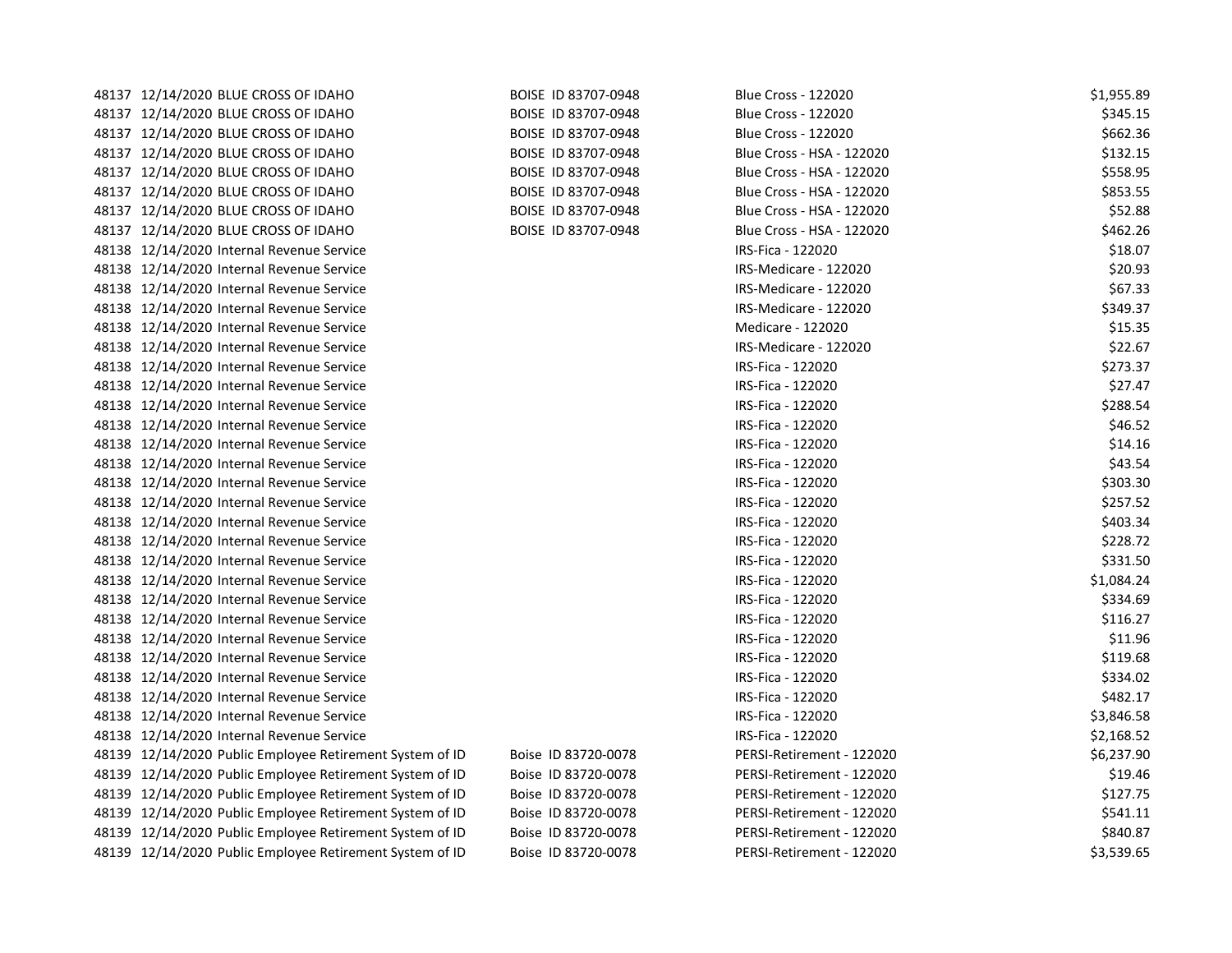| | | | | | |
|---|---|---|---|---|---|
| 48137 | 12/14/2020 | BLUE CROSS OF IDAHO | BOISE ID 83707-0948 | Blue Cross - 122020 | $1,955.89 |
| 48137 | 12/14/2020 | BLUE CROSS OF IDAHO | BOISE ID 83707-0948 | Blue Cross - 122020 | $345.15 |
| 48137 | 12/14/2020 | BLUE CROSS OF IDAHO | BOISE ID 83707-0948 | Blue Cross - 122020 | $662.36 |
| 48137 | 12/14/2020 | BLUE CROSS OF IDAHO | BOISE ID 83707-0948 | Blue Cross - HSA - 122020 | $132.15 |
| 48137 | 12/14/2020 | BLUE CROSS OF IDAHO | BOISE ID 83707-0948 | Blue Cross - HSA - 122020 | $558.95 |
| 48137 | 12/14/2020 | BLUE CROSS OF IDAHO | BOISE ID 83707-0948 | Blue Cross - HSA - 122020 | $853.55 |
| 48137 | 12/14/2020 | BLUE CROSS OF IDAHO | BOISE ID 83707-0948 | Blue Cross - HSA - 122020 | $52.88 |
| 48137 | 12/14/2020 | BLUE CROSS OF IDAHO | BOISE ID 83707-0948 | Blue Cross - HSA - 122020 | $462.26 |
| 48138 | 12/14/2020 | Internal Revenue Service | | IRS-Fica - 122020 | $18.07 |
| 48138 | 12/14/2020 | Internal Revenue Service | | IRS-Medicare - 122020 | $20.93 |
| 48138 | 12/14/2020 | Internal Revenue Service | | IRS-Medicare - 122020 | $67.33 |
| 48138 | 12/14/2020 | Internal Revenue Service | | IRS-Medicare - 122020 | $349.37 |
| 48138 | 12/14/2020 | Internal Revenue Service | | Medicare - 122020 | $15.35 |
| 48138 | 12/14/2020 | Internal Revenue Service | | IRS-Medicare - 122020 | $22.67 |
| 48138 | 12/14/2020 | Internal Revenue Service | | IRS-Fica - 122020 | $273.37 |
| 48138 | 12/14/2020 | Internal Revenue Service | | IRS-Fica - 122020 | $27.47 |
| 48138 | 12/14/2020 | Internal Revenue Service | | IRS-Fica - 122020 | $288.54 |
| 48138 | 12/14/2020 | Internal Revenue Service | | IRS-Fica - 122020 | $46.52 |
| 48138 | 12/14/2020 | Internal Revenue Service | | IRS-Fica - 122020 | $14.16 |
| 48138 | 12/14/2020 | Internal Revenue Service | | IRS-Fica - 122020 | $43.54 |
| 48138 | 12/14/2020 | Internal Revenue Service | | IRS-Fica - 122020 | $303.30 |
| 48138 | 12/14/2020 | Internal Revenue Service | | IRS-Fica - 122020 | $257.52 |
| 48138 | 12/14/2020 | Internal Revenue Service | | IRS-Fica - 122020 | $403.34 |
| 48138 | 12/14/2020 | Internal Revenue Service | | IRS-Fica - 122020 | $228.72 |
| 48138 | 12/14/2020 | Internal Revenue Service | | IRS-Fica - 122020 | $331.50 |
| 48138 | 12/14/2020 | Internal Revenue Service | | IRS-Fica - 122020 | $1,084.24 |
| 48138 | 12/14/2020 | Internal Revenue Service | | IRS-Fica - 122020 | $334.69 |
| 48138 | 12/14/2020 | Internal Revenue Service | | IRS-Fica - 122020 | $116.27 |
| 48138 | 12/14/2020 | Internal Revenue Service | | IRS-Fica - 122020 | $11.96 |
| 48138 | 12/14/2020 | Internal Revenue Service | | IRS-Fica - 122020 | $119.68 |
| 48138 | 12/14/2020 | Internal Revenue Service | | IRS-Fica - 122020 | $334.02 |
| 48138 | 12/14/2020 | Internal Revenue Service | | IRS-Fica - 122020 | $482.17 |
| 48138 | 12/14/2020 | Internal Revenue Service | | IRS-Fica - 122020 | $3,846.58 |
| 48138 | 12/14/2020 | Internal Revenue Service | | IRS-Fica - 122020 | $2,168.52 |
| 48139 | 12/14/2020 | Public Employee Retirement System of ID | Boise ID 83720-0078 | PERSI-Retirement - 122020 | $6,237.90 |
| 48139 | 12/14/2020 | Public Employee Retirement System of ID | Boise ID 83720-0078 | PERSI-Retirement - 122020 | $19.46 |
| 48139 | 12/14/2020 | Public Employee Retirement System of ID | Boise ID 83720-0078 | PERSI-Retirement - 122020 | $127.75 |
| 48139 | 12/14/2020 | Public Employee Retirement System of ID | Boise ID 83720-0078 | PERSI-Retirement - 122020 | $541.11 |
| 48139 | 12/14/2020 | Public Employee Retirement System of ID | Boise ID 83720-0078 | PERSI-Retirement - 122020 | $840.87 |
| 48139 | 12/14/2020 | Public Employee Retirement System of ID | Boise ID 83720-0078 | PERSI-Retirement - 122020 | $3,539.65 |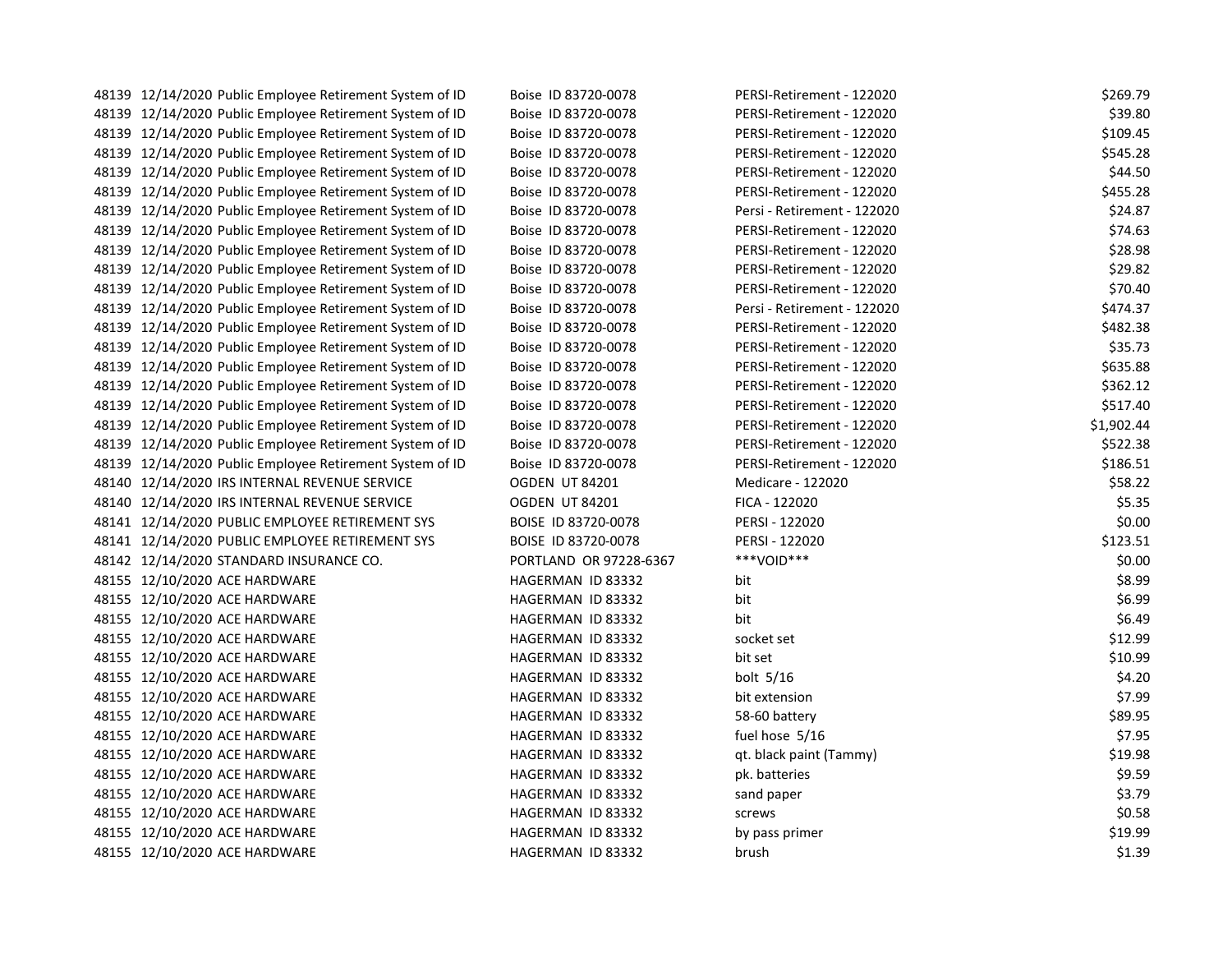| | | | | | |
|---|---|---|---|---|---|
| 48139 | 12/14/2020 | Public Employee Retirement System of ID | Boise ID 83720-0078 | PERSI-Retirement - 122020 | $269.79 |
| 48139 | 12/14/2020 | Public Employee Retirement System of ID | Boise ID 83720-0078 | PERSI-Retirement - 122020 | $39.80 |
| 48139 | 12/14/2020 | Public Employee Retirement System of ID | Boise ID 83720-0078 | PERSI-Retirement - 122020 | $109.45 |
| 48139 | 12/14/2020 | Public Employee Retirement System of ID | Boise ID 83720-0078 | PERSI-Retirement - 122020 | $545.28 |
| 48139 | 12/14/2020 | Public Employee Retirement System of ID | Boise ID 83720-0078 | PERSI-Retirement - 122020 | $44.50 |
| 48139 | 12/14/2020 | Public Employee Retirement System of ID | Boise ID 83720-0078 | PERSI-Retirement - 122020 | $455.28 |
| 48139 | 12/14/2020 | Public Employee Retirement System of ID | Boise ID 83720-0078 | Persi - Retirement - 122020 | $24.87 |
| 48139 | 12/14/2020 | Public Employee Retirement System of ID | Boise ID 83720-0078 | PERSI-Retirement - 122020 | $74.63 |
| 48139 | 12/14/2020 | Public Employee Retirement System of ID | Boise ID 83720-0078 | PERSI-Retirement - 122020 | $28.98 |
| 48139 | 12/14/2020 | Public Employee Retirement System of ID | Boise ID 83720-0078 | PERSI-Retirement - 122020 | $29.82 |
| 48139 | 12/14/2020 | Public Employee Retirement System of ID | Boise ID 83720-0078 | PERSI-Retirement - 122020 | $70.40 |
| 48139 | 12/14/2020 | Public Employee Retirement System of ID | Boise ID 83720-0078 | Persi - Retirement - 122020 | $474.37 |
| 48139 | 12/14/2020 | Public Employee Retirement System of ID | Boise ID 83720-0078 | PERSI-Retirement - 122020 | $482.38 |
| 48139 | 12/14/2020 | Public Employee Retirement System of ID | Boise ID 83720-0078 | PERSI-Retirement - 122020 | $35.73 |
| 48139 | 12/14/2020 | Public Employee Retirement System of ID | Boise ID 83720-0078 | PERSI-Retirement - 122020 | $635.88 |
| 48139 | 12/14/2020 | Public Employee Retirement System of ID | Boise ID 83720-0078 | PERSI-Retirement - 122020 | $362.12 |
| 48139 | 12/14/2020 | Public Employee Retirement System of ID | Boise ID 83720-0078 | PERSI-Retirement - 122020 | $517.40 |
| 48139 | 12/14/2020 | Public Employee Retirement System of ID | Boise ID 83720-0078 | PERSI-Retirement - 122020 | $1,902.44 |
| 48139 | 12/14/2020 | Public Employee Retirement System of ID | Boise ID 83720-0078 | PERSI-Retirement - 122020 | $522.38 |
| 48139 | 12/14/2020 | Public Employee Retirement System of ID | Boise ID 83720-0078 | PERSI-Retirement - 122020 | $186.51 |
| 48140 | 12/14/2020 | IRS INTERNAL REVENUE SERVICE | OGDEN UT 84201 | Medicare - 122020 | $58.22 |
| 48140 | 12/14/2020 | IRS INTERNAL REVENUE SERVICE | OGDEN UT 84201 | FICA - 122020 | $5.35 |
| 48141 | 12/14/2020 | PUBLIC EMPLOYEE RETIREMENT SYS | BOISE ID 83720-0078 | PERSI - 122020 | $0.00 |
| 48141 | 12/14/2020 | PUBLIC EMPLOYEE RETIREMENT SYS | BOISE ID 83720-0078 | PERSI - 122020 | $123.51 |
| 48142 | 12/14/2020 | STANDARD INSURANCE CO. | PORTLAND OR 97228-6367 | ***VOID*** | $0.00 |
| 48155 | 12/10/2020 | ACE HARDWARE | HAGERMAN ID 83332 | bit | $8.99 |
| 48155 | 12/10/2020 | ACE HARDWARE | HAGERMAN ID 83332 | bit | $6.99 |
| 48155 | 12/10/2020 | ACE HARDWARE | HAGERMAN ID 83332 | bit | $6.49 |
| 48155 | 12/10/2020 | ACE HARDWARE | HAGERMAN ID 83332 | socket set | $12.99 |
| 48155 | 12/10/2020 | ACE HARDWARE | HAGERMAN ID 83332 | bit set | $10.99 |
| 48155 | 12/10/2020 | ACE HARDWARE | HAGERMAN ID 83332 | bolt 5/16 | $4.20 |
| 48155 | 12/10/2020 | ACE HARDWARE | HAGERMAN ID 83332 | bit extension | $7.99 |
| 48155 | 12/10/2020 | ACE HARDWARE | HAGERMAN ID 83332 | 58-60 battery | $89.95 |
| 48155 | 12/10/2020 | ACE HARDWARE | HAGERMAN ID 83332 | fuel hose 5/16 | $7.95 |
| 48155 | 12/10/2020 | ACE HARDWARE | HAGERMAN ID 83332 | qt. black paint (Tammy) | $19.98 |
| 48155 | 12/10/2020 | ACE HARDWARE | HAGERMAN ID 83332 | pk. batteries | $9.59 |
| 48155 | 12/10/2020 | ACE HARDWARE | HAGERMAN ID 83332 | sand paper | $3.79 |
| 48155 | 12/10/2020 | ACE HARDWARE | HAGERMAN ID 83332 | screws | $0.58 |
| 48155 | 12/10/2020 | ACE HARDWARE | HAGERMAN ID 83332 | by pass primer | $19.99 |
| 48155 | 12/10/2020 | ACE HARDWARE | HAGERMAN ID 83332 | brush | $1.39 |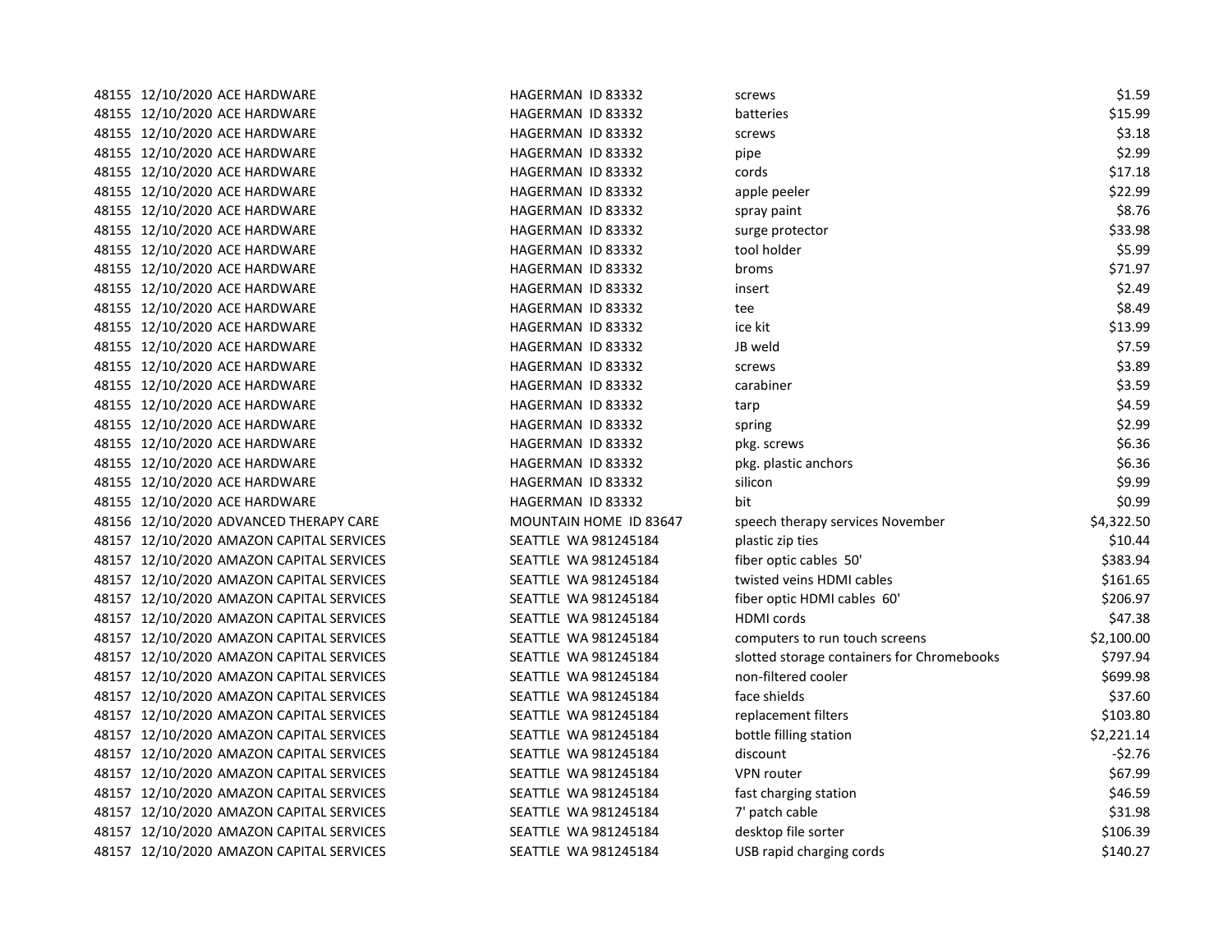| | | | | | |
|---|---|---|---|---|---|
| 48155 | 12/10/2020 | ACE HARDWARE | HAGERMAN ID 83332 | screws | $1.59 |
| 48155 | 12/10/2020 | ACE HARDWARE | HAGERMAN ID 83332 | batteries | $15.99 |
| 48155 | 12/10/2020 | ACE HARDWARE | HAGERMAN ID 83332 | screws | $3.18 |
| 48155 | 12/10/2020 | ACE HARDWARE | HAGERMAN ID 83332 | pipe | $2.99 |
| 48155 | 12/10/2020 | ACE HARDWARE | HAGERMAN ID 83332 | cords | $17.18 |
| 48155 | 12/10/2020 | ACE HARDWARE | HAGERMAN ID 83332 | apple peeler | $22.99 |
| 48155 | 12/10/2020 | ACE HARDWARE | HAGERMAN ID 83332 | spray paint | $8.76 |
| 48155 | 12/10/2020 | ACE HARDWARE | HAGERMAN ID 83332 | surge protector | $33.98 |
| 48155 | 12/10/2020 | ACE HARDWARE | HAGERMAN ID 83332 | tool holder | $5.99 |
| 48155 | 12/10/2020 | ACE HARDWARE | HAGERMAN ID 83332 | broms | $71.97 |
| 48155 | 12/10/2020 | ACE HARDWARE | HAGERMAN ID 83332 | insert | $2.49 |
| 48155 | 12/10/2020 | ACE HARDWARE | HAGERMAN ID 83332 | tee | $8.49 |
| 48155 | 12/10/2020 | ACE HARDWARE | HAGERMAN ID 83332 | ice kit | $13.99 |
| 48155 | 12/10/2020 | ACE HARDWARE | HAGERMAN ID 83332 | JB weld | $7.59 |
| 48155 | 12/10/2020 | ACE HARDWARE | HAGERMAN ID 83332 | screws | $3.89 |
| 48155 | 12/10/2020 | ACE HARDWARE | HAGERMAN ID 83332 | carabiner | $3.59 |
| 48155 | 12/10/2020 | ACE HARDWARE | HAGERMAN ID 83332 | tarp | $4.59 |
| 48155 | 12/10/2020 | ACE HARDWARE | HAGERMAN ID 83332 | spring | $2.99 |
| 48155 | 12/10/2020 | ACE HARDWARE | HAGERMAN ID 83332 | pkg. screws | $6.36 |
| 48155 | 12/10/2020 | ACE HARDWARE | HAGERMAN ID 83332 | pkg. plastic anchors | $6.36 |
| 48155 | 12/10/2020 | ACE HARDWARE | HAGERMAN ID 83332 | silicon | $9.99 |
| 48155 | 12/10/2020 | ACE HARDWARE | HAGERMAN ID 83332 | bit | $0.99 |
| 48156 | 12/10/2020 | ADVANCED THERAPY CARE | MOUNTAIN HOME ID 83647 | speech therapy services November | $4,322.50 |
| 48157 | 12/10/2020 | AMAZON CAPITAL SERVICES | SEATTLE WA 981245184 | plastic zip ties | $10.44 |
| 48157 | 12/10/2020 | AMAZON CAPITAL SERVICES | SEATTLE WA 981245184 | fiber optic cables 50' | $383.94 |
| 48157 | 12/10/2020 | AMAZON CAPITAL SERVICES | SEATTLE WA 981245184 | twisted veins HDMI cables | $161.65 |
| 48157 | 12/10/2020 | AMAZON CAPITAL SERVICES | SEATTLE WA 981245184 | fiber optic HDMI cables 60' | $206.97 |
| 48157 | 12/10/2020 | AMAZON CAPITAL SERVICES | SEATTLE WA 981245184 | HDMI cords | $47.38 |
| 48157 | 12/10/2020 | AMAZON CAPITAL SERVICES | SEATTLE WA 981245184 | computers to run touch screens | $2,100.00 |
| 48157 | 12/10/2020 | AMAZON CAPITAL SERVICES | SEATTLE WA 981245184 | slotted storage containers for Chromebooks | $797.94 |
| 48157 | 12/10/2020 | AMAZON CAPITAL SERVICES | SEATTLE WA 981245184 | non-filtered cooler | $699.98 |
| 48157 | 12/10/2020 | AMAZON CAPITAL SERVICES | SEATTLE WA 981245184 | face shields | $37.60 |
| 48157 | 12/10/2020 | AMAZON CAPITAL SERVICES | SEATTLE WA 981245184 | replacement filters | $103.80 |
| 48157 | 12/10/2020 | AMAZON CAPITAL SERVICES | SEATTLE WA 981245184 | bottle filling station | $2,221.14 |
| 48157 | 12/10/2020 | AMAZON CAPITAL SERVICES | SEATTLE WA 981245184 | discount | -$2.76 |
| 48157 | 12/10/2020 | AMAZON CAPITAL SERVICES | SEATTLE WA 981245184 | VPN router | $67.99 |
| 48157 | 12/10/2020 | AMAZON CAPITAL SERVICES | SEATTLE WA 981245184 | fast charging station | $46.59 |
| 48157 | 12/10/2020 | AMAZON CAPITAL SERVICES | SEATTLE WA 981245184 | 7' patch cable | $31.98 |
| 48157 | 12/10/2020 | AMAZON CAPITAL SERVICES | SEATTLE WA 981245184 | desktop file sorter | $106.39 |
| 48157 | 12/10/2020 | AMAZON CAPITAL SERVICES | SEATTLE WA 981245184 | USB rapid charging cords | $140.27 |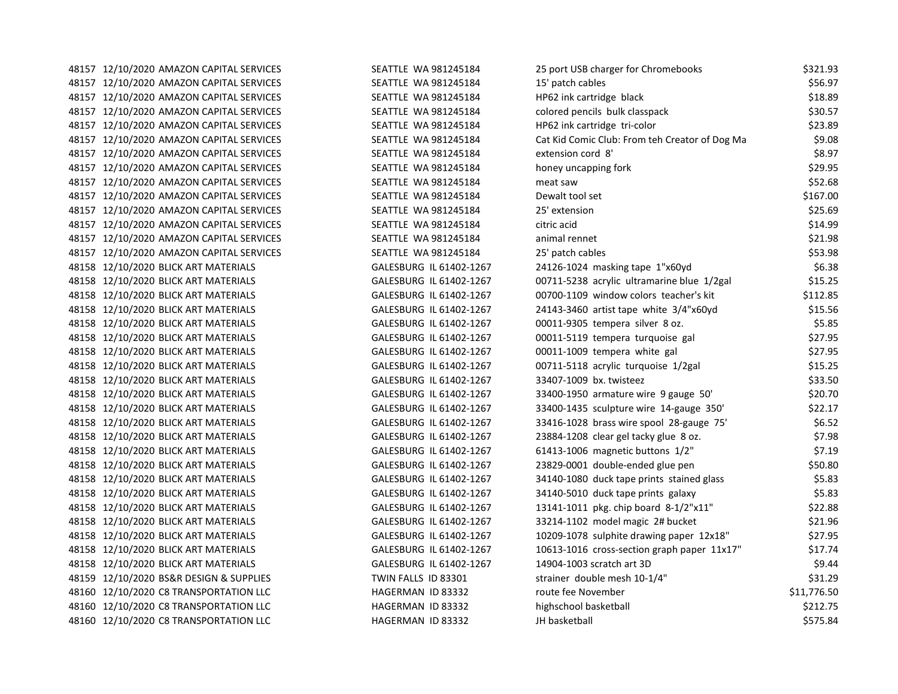| | | | | | |
|---|---|---|---|---|---|
| 48157 | 12/10/2020 | AMAZON CAPITAL SERVICES | SEATTLE WA 981245184 | 25 port USB charger for Chromebooks | $321.93 |
| 48157 | 12/10/2020 | AMAZON CAPITAL SERVICES | SEATTLE WA 981245184 | 15' patch cables | $56.97 |
| 48157 | 12/10/2020 | AMAZON CAPITAL SERVICES | SEATTLE WA 981245184 | HP62 ink cartridge black | $18.89 |
| 48157 | 12/10/2020 | AMAZON CAPITAL SERVICES | SEATTLE WA 981245184 | colored pencils bulk classpack | $30.57 |
| 48157 | 12/10/2020 | AMAZON CAPITAL SERVICES | SEATTLE WA 981245184 | HP62 ink cartridge tri-color | $23.89 |
| 48157 | 12/10/2020 | AMAZON CAPITAL SERVICES | SEATTLE WA 981245184 | Cat Kid Comic Club: From teh Creator of Dog Ma | $9.08 |
| 48157 | 12/10/2020 | AMAZON CAPITAL SERVICES | SEATTLE WA 981245184 | extension cord 8' | $8.97 |
| 48157 | 12/10/2020 | AMAZON CAPITAL SERVICES | SEATTLE WA 981245184 | honey uncapping fork | $29.95 |
| 48157 | 12/10/2020 | AMAZON CAPITAL SERVICES | SEATTLE WA 981245184 | meat saw | $52.68 |
| 48157 | 12/10/2020 | AMAZON CAPITAL SERVICES | SEATTLE WA 981245184 | Dewalt tool set | $167.00 |
| 48157 | 12/10/2020 | AMAZON CAPITAL SERVICES | SEATTLE WA 981245184 | 25' extension | $25.69 |
| 48157 | 12/10/2020 | AMAZON CAPITAL SERVICES | SEATTLE WA 981245184 | citric acid | $14.99 |
| 48157 | 12/10/2020 | AMAZON CAPITAL SERVICES | SEATTLE WA 981245184 | animal rennet | $21.98 |
| 48157 | 12/10/2020 | AMAZON CAPITAL SERVICES | SEATTLE WA 981245184 | 25' patch cables | $53.98 |
| 48158 | 12/10/2020 | BLICK ART MATERIALS | GALESBURG IL 61402-1267 | 24126-1024 masking tape 1"x60yd | $6.38 |
| 48158 | 12/10/2020 | BLICK ART MATERIALS | GALESBURG IL 61402-1267 | 00711-5238 acrylic ultramarine blue 1/2gal | $15.25 |
| 48158 | 12/10/2020 | BLICK ART MATERIALS | GALESBURG IL 61402-1267 | 00700-1109 window colors teacher's kit | $112.85 |
| 48158 | 12/10/2020 | BLICK ART MATERIALS | GALESBURG IL 61402-1267 | 24143-3460 artist tape white 3/4"x60yd | $15.56 |
| 48158 | 12/10/2020 | BLICK ART MATERIALS | GALESBURG IL 61402-1267 | 00011-9305 tempera silver 8 oz. | $5.85 |
| 48158 | 12/10/2020 | BLICK ART MATERIALS | GALESBURG IL 61402-1267 | 00011-5119 tempera turquoise gal | $27.95 |
| 48158 | 12/10/2020 | BLICK ART MATERIALS | GALESBURG IL 61402-1267 | 00011-1009 tempera white gal | $27.95 |
| 48158 | 12/10/2020 | BLICK ART MATERIALS | GALESBURG IL 61402-1267 | 00711-5118 acrylic turquoise 1/2gal | $15.25 |
| 48158 | 12/10/2020 | BLICK ART MATERIALS | GALESBURG IL 61402-1267 | 33407-1009 bx. twisteez | $33.50 |
| 48158 | 12/10/2020 | BLICK ART MATERIALS | GALESBURG IL 61402-1267 | 33400-1950 armature wire 9 gauge 50' | $20.70 |
| 48158 | 12/10/2020 | BLICK ART MATERIALS | GALESBURG IL 61402-1267 | 33400-1435 sculpture wire 14-gauge 350' | $22.17 |
| 48158 | 12/10/2020 | BLICK ART MATERIALS | GALESBURG IL 61402-1267 | 33416-1028 brass wire spool 28-gauge 75' | $6.52 |
| 48158 | 12/10/2020 | BLICK ART MATERIALS | GALESBURG IL 61402-1267 | 23884-1208 clear gel tacky glue 8 oz. | $7.98 |
| 48158 | 12/10/2020 | BLICK ART MATERIALS | GALESBURG IL 61402-1267 | 61413-1006 magnetic buttons 1/2" | $7.19 |
| 48158 | 12/10/2020 | BLICK ART MATERIALS | GALESBURG IL 61402-1267 | 23829-0001 double-ended glue pen | $50.80 |
| 48158 | 12/10/2020 | BLICK ART MATERIALS | GALESBURG IL 61402-1267 | 34140-1080 duck tape prints stained glass | $5.83 |
| 48158 | 12/10/2020 | BLICK ART MATERIALS | GALESBURG IL 61402-1267 | 34140-5010 duck tape prints galaxy | $5.83 |
| 48158 | 12/10/2020 | BLICK ART MATERIALS | GALESBURG IL 61402-1267 | 13141-1011 pkg. chip board 8-1/2"x11" | $22.88 |
| 48158 | 12/10/2020 | BLICK ART MATERIALS | GALESBURG IL 61402-1267 | 33214-1102 model magic 2# bucket | $21.96 |
| 48158 | 12/10/2020 | BLICK ART MATERIALS | GALESBURG IL 61402-1267 | 10209-1078 sulphite drawing paper 12x18" | $27.95 |
| 48158 | 12/10/2020 | BLICK ART MATERIALS | GALESBURG IL 61402-1267 | 10613-1016 cross-section graph paper 11x17" | $17.74 |
| 48158 | 12/10/2020 | BLICK ART MATERIALS | GALESBURG IL 61402-1267 | 14904-1003 scratch art 3D | $9.44 |
| 48159 | 12/10/2020 | BS&R DESIGN & SUPPLIES | TWIN FALLS ID 83301 | strainer double mesh 10-1/4" | $31.29 |
| 48160 | 12/10/2020 | C8 TRANSPORTATION LLC | HAGERMAN ID 83332 | route fee November | $11,776.50 |
| 48160 | 12/10/2020 | C8 TRANSPORTATION LLC | HAGERMAN ID 83332 | highschool basketball | $212.75 |
| 48160 | 12/10/2020 | C8 TRANSPORTATION LLC | HAGERMAN ID 83332 | JH basketball | $575.84 |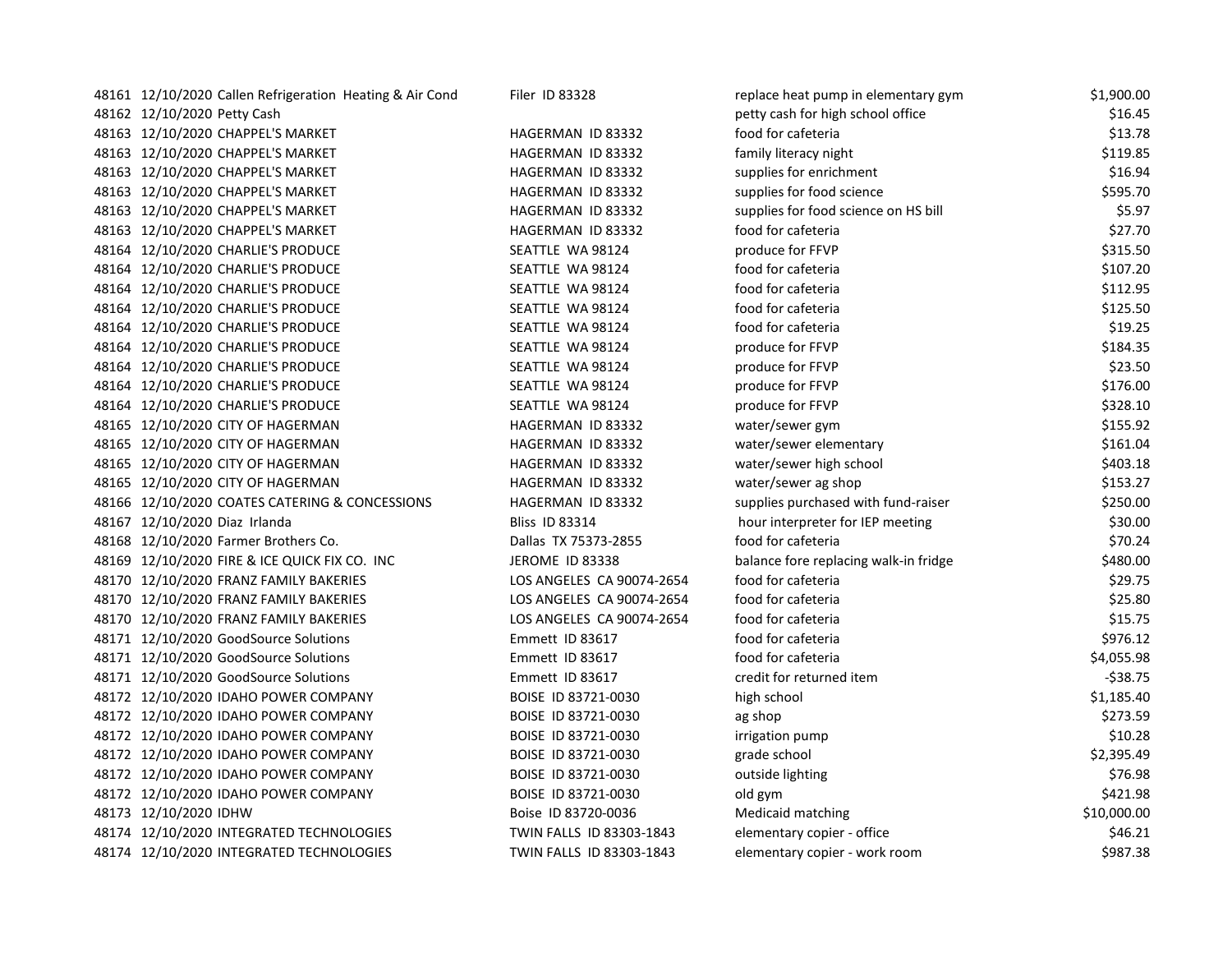| | | | | | |
|---|---|---|---|---|---|
| 48161 | 12/10/2020 | Callen Refrigeration Heating & Air Cond | Filer ID 83328 | replace heat pump in elementary gym | $1,900.00 |
| 48162 | 12/10/2020 | Petty Cash | | petty cash for high school office | $16.45 |
| 48163 | 12/10/2020 | CHAPPEL'S MARKET | HAGERMAN ID 83332 | food for cafeteria | $13.78 |
| 48163 | 12/10/2020 | CHAPPEL'S MARKET | HAGERMAN ID 83332 | family literacy night | $119.85 |
| 48163 | 12/10/2020 | CHAPPEL'S MARKET | HAGERMAN ID 83332 | supplies for enrichment | $16.94 |
| 48163 | 12/10/2020 | CHAPPEL'S MARKET | HAGERMAN ID 83332 | supplies for food science | $595.70 |
| 48163 | 12/10/2020 | CHAPPEL'S MARKET | HAGERMAN ID 83332 | supplies for food science on HS bill | $5.97 |
| 48163 | 12/10/2020 | CHAPPEL'S MARKET | HAGERMAN ID 83332 | food for cafeteria | $27.70 |
| 48164 | 12/10/2020 | CHARLIE'S PRODUCE | SEATTLE WA 98124 | produce for FFVP | $315.50 |
| 48164 | 12/10/2020 | CHARLIE'S PRODUCE | SEATTLE WA 98124 | food for cafeteria | $107.20 |
| 48164 | 12/10/2020 | CHARLIE'S PRODUCE | SEATTLE WA 98124 | food for cafeteria | $112.95 |
| 48164 | 12/10/2020 | CHARLIE'S PRODUCE | SEATTLE WA 98124 | food for cafeteria | $125.50 |
| 48164 | 12/10/2020 | CHARLIE'S PRODUCE | SEATTLE WA 98124 | food for cafeteria | $19.25 |
| 48164 | 12/10/2020 | CHARLIE'S PRODUCE | SEATTLE WA 98124 | produce for FFVP | $184.35 |
| 48164 | 12/10/2020 | CHARLIE'S PRODUCE | SEATTLE WA 98124 | produce for FFVP | $23.50 |
| 48164 | 12/10/2020 | CHARLIE'S PRODUCE | SEATTLE WA 98124 | produce for FFVP | $176.00 |
| 48164 | 12/10/2020 | CHARLIE'S PRODUCE | SEATTLE WA 98124 | produce for FFVP | $328.10 |
| 48165 | 12/10/2020 | CITY OF HAGERMAN | HAGERMAN ID 83332 | water/sewer gym | $155.92 |
| 48165 | 12/10/2020 | CITY OF HAGERMAN | HAGERMAN ID 83332 | water/sewer elementary | $161.04 |
| 48165 | 12/10/2020 | CITY OF HAGERMAN | HAGERMAN ID 83332 | water/sewer high school | $403.18 |
| 48165 | 12/10/2020 | CITY OF HAGERMAN | HAGERMAN ID 83332 | water/sewer ag shop | $153.27 |
| 48166 | 12/10/2020 | COATES CATERING & CONCESSIONS | HAGERMAN ID 83332 | supplies purchased with fund-raiser | $250.00 |
| 48167 | 12/10/2020 | Diaz Irlanda | Bliss ID 83314 | hour interpreter for IEP meeting | $30.00 |
| 48168 | 12/10/2020 | Farmer Brothers Co. | Dallas TX 75373-2855 | food for cafeteria | $70.24 |
| 48169 | 12/10/2020 | FIRE & ICE QUICK FIX CO. INC | JEROME ID 83338 | balance fore replacing walk-in fridge | $480.00 |
| 48170 | 12/10/2020 | FRANZ FAMILY BAKERIES | LOS ANGELES CA 90074-2654 | food for cafeteria | $29.75 |
| 48170 | 12/10/2020 | FRANZ FAMILY BAKERIES | LOS ANGELES CA 90074-2654 | food for cafeteria | $25.80 |
| 48170 | 12/10/2020 | FRANZ FAMILY BAKERIES | LOS ANGELES CA 90074-2654 | food for cafeteria | $15.75 |
| 48171 | 12/10/2020 | GoodSource Solutions | Emmett ID 83617 | food for cafeteria | $976.12 |
| 48171 | 12/10/2020 | GoodSource Solutions | Emmett ID 83617 | food for cafeteria | $4,055.98 |
| 48171 | 12/10/2020 | GoodSource Solutions | Emmett ID 83617 | credit for returned item | -$38.75 |
| 48172 | 12/10/2020 | IDAHO POWER COMPANY | BOISE ID 83721-0030 | high school | $1,185.40 |
| 48172 | 12/10/2020 | IDAHO POWER COMPANY | BOISE ID 83721-0030 | ag shop | $273.59 |
| 48172 | 12/10/2020 | IDAHO POWER COMPANY | BOISE ID 83721-0030 | irrigation pump | $10.28 |
| 48172 | 12/10/2020 | IDAHO POWER COMPANY | BOISE ID 83721-0030 | grade school | $2,395.49 |
| 48172 | 12/10/2020 | IDAHO POWER COMPANY | BOISE ID 83721-0030 | outside lighting | $76.98 |
| 48172 | 12/10/2020 | IDAHO POWER COMPANY | BOISE ID 83721-0030 | old gym | $421.98 |
| 48173 | 12/10/2020 | IDHW | Boise ID 83720-0036 | Medicaid matching | $10,000.00 |
| 48174 | 12/10/2020 | INTEGRATED TECHNOLOGIES | TWIN FALLS ID 83303-1843 | elementary copier - office | $46.21 |
| 48174 | 12/10/2020 | INTEGRATED TECHNOLOGIES | TWIN FALLS ID 83303-1843 | elementary copier - work room | $987.38 |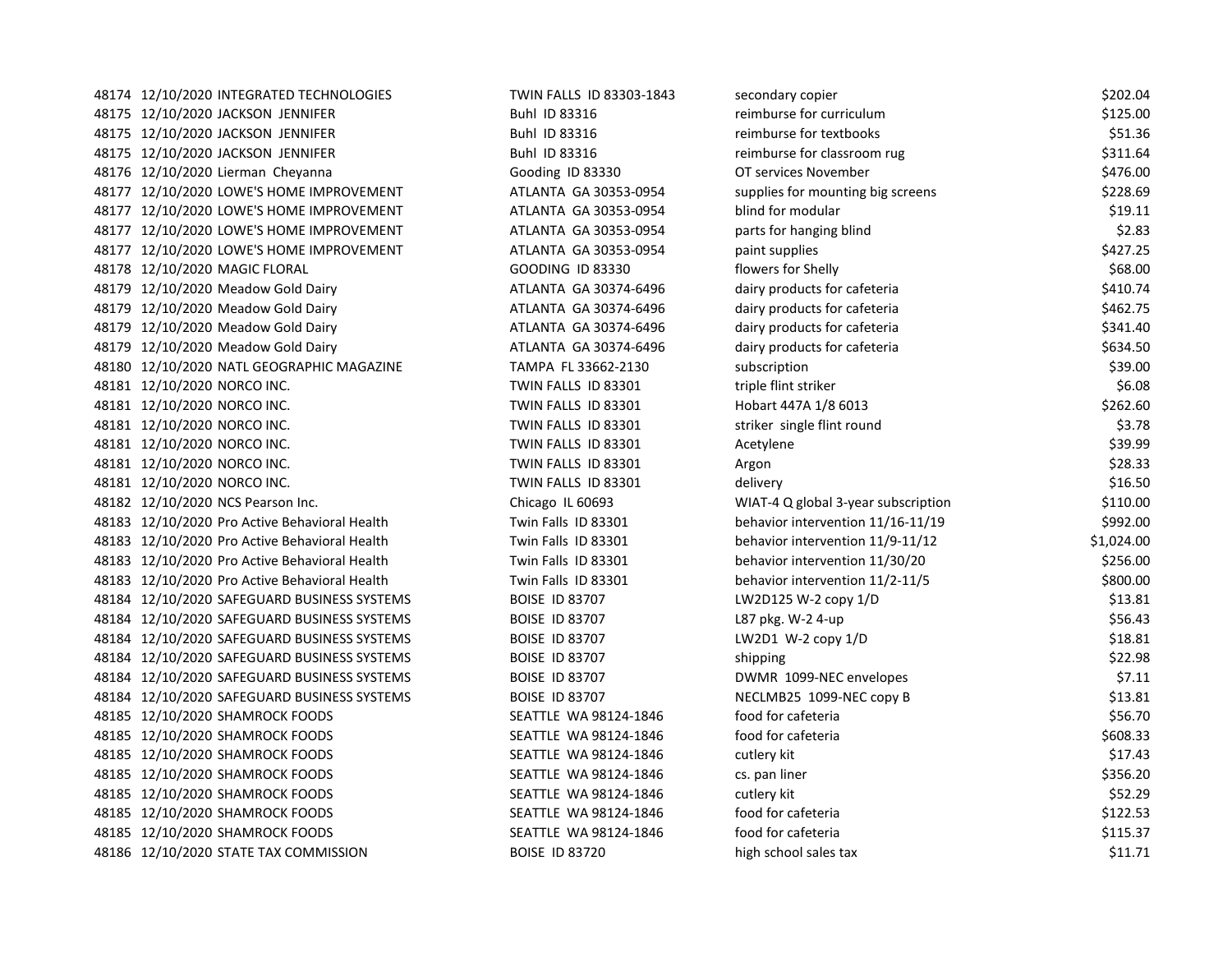| | | | | | |
|---|---|---|---|---|---|
| 48174 | 12/10/2020 | INTEGRATED TECHNOLOGIES | TWIN FALLS ID 83303-1843 | secondary copier | $202.04 |
| 48175 | 12/10/2020 | JACKSON JENNIFER | Buhl ID 83316 | reimburse for curriculum | $125.00 |
| 48175 | 12/10/2020 | JACKSON JENNIFER | Buhl ID 83316 | reimburse for textbooks | $51.36 |
| 48175 | 12/10/2020 | JACKSON JENNIFER | Buhl ID 83316 | reimburse for classroom rug | $311.64 |
| 48176 | 12/10/2020 | Lierman Cheyanna | Gooding ID 83330 | OT services November | $476.00 |
| 48177 | 12/10/2020 | LOWE'S HOME IMPROVEMENT | ATLANTA GA 30353-0954 | supplies for mounting big screens | $228.69 |
| 48177 | 12/10/2020 | LOWE'S HOME IMPROVEMENT | ATLANTA GA 30353-0954 | blind for modular | $19.11 |
| 48177 | 12/10/2020 | LOWE'S HOME IMPROVEMENT | ATLANTA GA 30353-0954 | parts for hanging blind | $2.83 |
| 48177 | 12/10/2020 | LOWE'S HOME IMPROVEMENT | ATLANTA GA 30353-0954 | paint supplies | $427.25 |
| 48178 | 12/10/2020 | MAGIC FLORAL | GOODING ID 83330 | flowers for Shelly | $68.00 |
| 48179 | 12/10/2020 | Meadow Gold Dairy | ATLANTA GA 30374-6496 | dairy products for cafeteria | $410.74 |
| 48179 | 12/10/2020 | Meadow Gold Dairy | ATLANTA GA 30374-6496 | dairy products for cafeteria | $462.75 |
| 48179 | 12/10/2020 | Meadow Gold Dairy | ATLANTA GA 30374-6496 | dairy products for cafeteria | $341.40 |
| 48179 | 12/10/2020 | Meadow Gold Dairy | ATLANTA GA 30374-6496 | dairy products for cafeteria | $634.50 |
| 48180 | 12/10/2020 | NATL GEOGRAPHIC MAGAZINE | TAMPA FL 33662-2130 | subscription | $39.00 |
| 48181 | 12/10/2020 | NORCO INC. | TWIN FALLS ID 83301 | triple flint striker | $6.08 |
| 48181 | 12/10/2020 | NORCO INC. | TWIN FALLS ID 83301 | Hobart 447A 1/8 6013 | $262.60 |
| 48181 | 12/10/2020 | NORCO INC. | TWIN FALLS ID 83301 | striker single flint round | $3.78 |
| 48181 | 12/10/2020 | NORCO INC. | TWIN FALLS ID 83301 | Acetylene | $39.99 |
| 48181 | 12/10/2020 | NORCO INC. | TWIN FALLS ID 83301 | Argon | $28.33 |
| 48181 | 12/10/2020 | NORCO INC. | TWIN FALLS ID 83301 | delivery | $16.50 |
| 48182 | 12/10/2020 | NCS Pearson Inc. | Chicago IL 60693 | WIAT-4 Q global 3-year subscription | $110.00 |
| 48183 | 12/10/2020 | Pro Active Behavioral Health | Twin Falls ID 83301 | behavior intervention 11/16-11/19 | $992.00 |
| 48183 | 12/10/2020 | Pro Active Behavioral Health | Twin Falls ID 83301 | behavior intervention 11/9-11/12 | $1,024.00 |
| 48183 | 12/10/2020 | Pro Active Behavioral Health | Twin Falls ID 83301 | behavior intervention 11/30/20 | $256.00 |
| 48183 | 12/10/2020 | Pro Active Behavioral Health | Twin Falls ID 83301 | behavior intervention 11/2-11/5 | $800.00 |
| 48184 | 12/10/2020 | SAFEGUARD BUSINESS SYSTEMS | BOISE ID 83707 | LW2D125 W-2 copy 1/D | $13.81 |
| 48184 | 12/10/2020 | SAFEGUARD BUSINESS SYSTEMS | BOISE ID 83707 | L87 pkg. W-2 4-up | $56.43 |
| 48184 | 12/10/2020 | SAFEGUARD BUSINESS SYSTEMS | BOISE ID 83707 | LW2D1 W-2 copy 1/D | $18.81 |
| 48184 | 12/10/2020 | SAFEGUARD BUSINESS SYSTEMS | BOISE ID 83707 | shipping | $22.98 |
| 48184 | 12/10/2020 | SAFEGUARD BUSINESS SYSTEMS | BOISE ID 83707 | DWMR 1099-NEC envelopes | $7.11 |
| 48184 | 12/10/2020 | SAFEGUARD BUSINESS SYSTEMS | BOISE ID 83707 | NECLMB25 1099-NEC copy B | $13.81 |
| 48185 | 12/10/2020 | SHAMROCK FOODS | SEATTLE WA 98124-1846 | food for cafeteria | $56.70 |
| 48185 | 12/10/2020 | SHAMROCK FOODS | SEATTLE WA 98124-1846 | food for cafeteria | $608.33 |
| 48185 | 12/10/2020 | SHAMROCK FOODS | SEATTLE WA 98124-1846 | cutlery kit | $17.43 |
| 48185 | 12/10/2020 | SHAMROCK FOODS | SEATTLE WA 98124-1846 | cs. pan liner | $356.20 |
| 48185 | 12/10/2020 | SHAMROCK FOODS | SEATTLE WA 98124-1846 | cutlery kit | $52.29 |
| 48185 | 12/10/2020 | SHAMROCK FOODS | SEATTLE WA 98124-1846 | food for cafeteria | $122.53 |
| 48185 | 12/10/2020 | SHAMROCK FOODS | SEATTLE WA 98124-1846 | food for cafeteria | $115.37 |
| 48186 | 12/10/2020 | STATE TAX COMMISSION | BOISE ID 83720 | high school sales tax | $11.71 |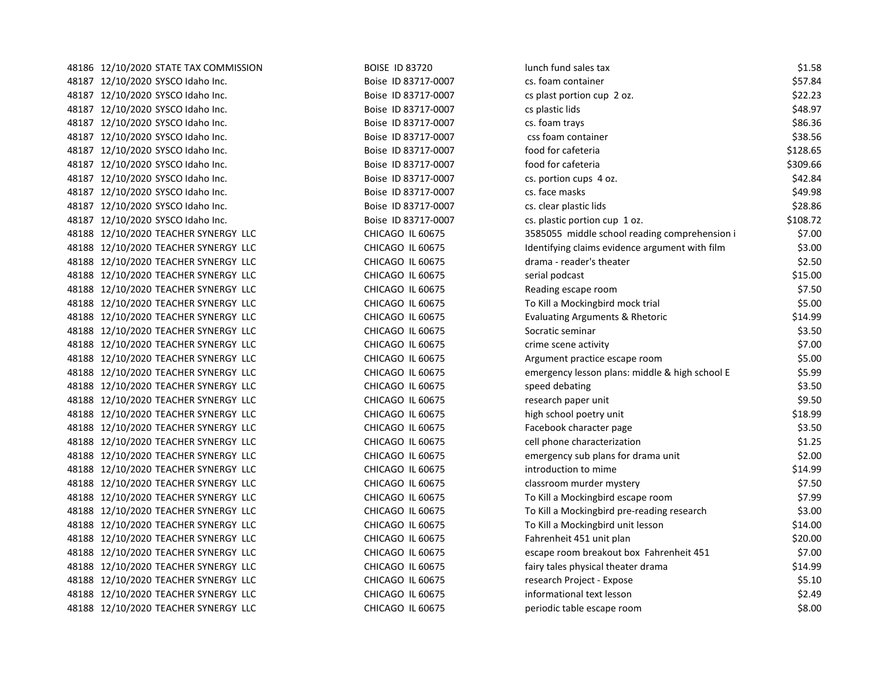| | | | | | |
|---|---|---|---|---|---|
| 48186 | 12/10/2020 | STATE TAX COMMISSION | BOISE ID 83720 | lunch fund sales tax | $1.58 |
| 48187 | 12/10/2020 | SYSCO Idaho Inc. | Boise ID 83717-0007 | cs. foam container | $57.84 |
| 48187 | 12/10/2020 | SYSCO Idaho Inc. | Boise ID 83717-0007 | cs plast portion cup 2 oz. | $22.23 |
| 48187 | 12/10/2020 | SYSCO Idaho Inc. | Boise ID 83717-0007 | cs plastic lids | $48.97 |
| 48187 | 12/10/2020 | SYSCO Idaho Inc. | Boise ID 83717-0007 | cs. foam trays | $86.36 |
| 48187 | 12/10/2020 | SYSCO Idaho Inc. | Boise ID 83717-0007 | css foam container | $38.56 |
| 48187 | 12/10/2020 | SYSCO Idaho Inc. | Boise ID 83717-0007 | food for cafeteria | $128.65 |
| 48187 | 12/10/2020 | SYSCO Idaho Inc. | Boise ID 83717-0007 | food for cafeteria | $309.66 |
| 48187 | 12/10/2020 | SYSCO Idaho Inc. | Boise ID 83717-0007 | cs. portion cups 4 oz. | $42.84 |
| 48187 | 12/10/2020 | SYSCO Idaho Inc. | Boise ID 83717-0007 | cs. face masks | $49.98 |
| 48187 | 12/10/2020 | SYSCO Idaho Inc. | Boise ID 83717-0007 | cs. clear plastic lids | $28.86 |
| 48187 | 12/10/2020 | SYSCO Idaho Inc. | Boise ID 83717-0007 | cs. plastic portion cup 1 oz. | $108.72 |
| 48188 | 12/10/2020 | TEACHER SYNERGY LLC | CHICAGO IL 60675 | 3585055 middle school reading comprehension i | $7.00 |
| 48188 | 12/10/2020 | TEACHER SYNERGY LLC | CHICAGO IL 60675 | Identifying claims evidence argument with film | $3.00 |
| 48188 | 12/10/2020 | TEACHER SYNERGY LLC | CHICAGO IL 60675 | drama - reader's theater | $2.50 |
| 48188 | 12/10/2020 | TEACHER SYNERGY LLC | CHICAGO IL 60675 | serial podcast | $15.00 |
| 48188 | 12/10/2020 | TEACHER SYNERGY LLC | CHICAGO IL 60675 | Reading escape room | $7.50 |
| 48188 | 12/10/2020 | TEACHER SYNERGY LLC | CHICAGO IL 60675 | To Kill a Mockingbird mock trial | $5.00 |
| 48188 | 12/10/2020 | TEACHER SYNERGY LLC | CHICAGO IL 60675 | Evaluating Arguments & Rhetoric | $14.99 |
| 48188 | 12/10/2020 | TEACHER SYNERGY LLC | CHICAGO IL 60675 | Socratic seminar | $3.50 |
| 48188 | 12/10/2020 | TEACHER SYNERGY LLC | CHICAGO IL 60675 | crime scene activity | $7.00 |
| 48188 | 12/10/2020 | TEACHER SYNERGY LLC | CHICAGO IL 60675 | Argument practice escape room | $5.00 |
| 48188 | 12/10/2020 | TEACHER SYNERGY LLC | CHICAGO IL 60675 | emergency lesson plans: middle & high school E | $5.99 |
| 48188 | 12/10/2020 | TEACHER SYNERGY LLC | CHICAGO IL 60675 | speed debating | $3.50 |
| 48188 | 12/10/2020 | TEACHER SYNERGY LLC | CHICAGO IL 60675 | research paper unit | $9.50 |
| 48188 | 12/10/2020 | TEACHER SYNERGY LLC | CHICAGO IL 60675 | high school poetry unit | $18.99 |
| 48188 | 12/10/2020 | TEACHER SYNERGY LLC | CHICAGO IL 60675 | Facebook character page | $3.50 |
| 48188 | 12/10/2020 | TEACHER SYNERGY LLC | CHICAGO IL 60675 | cell phone characterization | $1.25 |
| 48188 | 12/10/2020 | TEACHER SYNERGY LLC | CHICAGO IL 60675 | emergency sub plans for drama unit | $2.00 |
| 48188 | 12/10/2020 | TEACHER SYNERGY LLC | CHICAGO IL 60675 | introduction to mime | $14.99 |
| 48188 | 12/10/2020 | TEACHER SYNERGY LLC | CHICAGO IL 60675 | classroom murder mystery | $7.50 |
| 48188 | 12/10/2020 | TEACHER SYNERGY LLC | CHICAGO IL 60675 | To Kill a Mockingbird escape room | $7.99 |
| 48188 | 12/10/2020 | TEACHER SYNERGY LLC | CHICAGO IL 60675 | To Kill a Mockingbird pre-reading research | $3.00 |
| 48188 | 12/10/2020 | TEACHER SYNERGY LLC | CHICAGO IL 60675 | To Kill a Mockingbird unit lesson | $14.00 |
| 48188 | 12/10/2020 | TEACHER SYNERGY LLC | CHICAGO IL 60675 | Fahrenheit 451 unit plan | $20.00 |
| 48188 | 12/10/2020 | TEACHER SYNERGY LLC | CHICAGO IL 60675 | escape room breakout box Fahrenheit 451 | $7.00 |
| 48188 | 12/10/2020 | TEACHER SYNERGY LLC | CHICAGO IL 60675 | fairy tales physical theater drama | $14.99 |
| 48188 | 12/10/2020 | TEACHER SYNERGY LLC | CHICAGO IL 60675 | research Project - Expose | $5.10 |
| 48188 | 12/10/2020 | TEACHER SYNERGY LLC | CHICAGO IL 60675 | informational text lesson | $2.49 |
| 48188 | 12/10/2020 | TEACHER SYNERGY LLC | CHICAGO IL 60675 | periodic table escape room | $8.00 |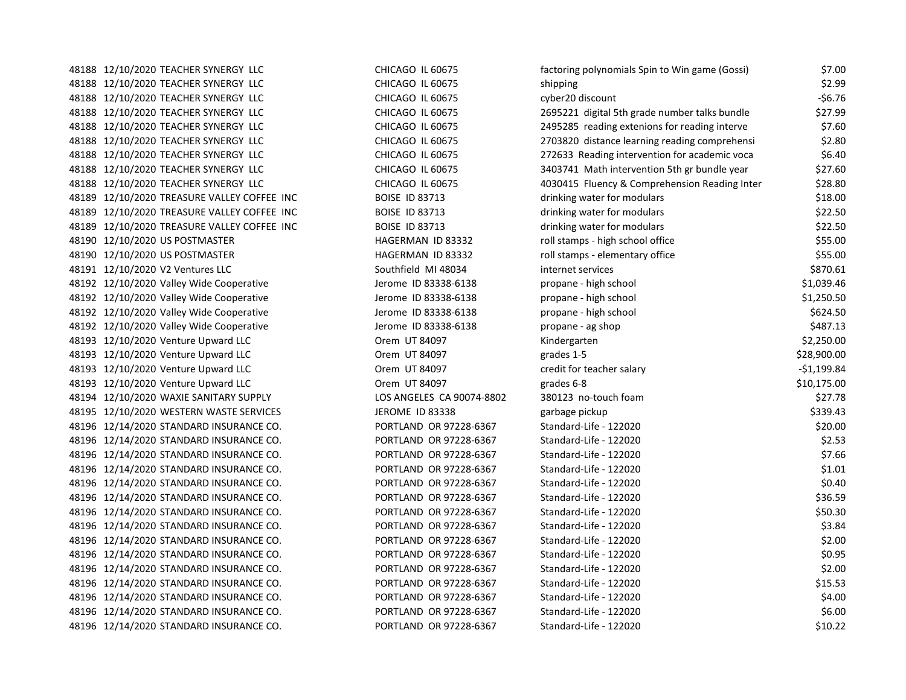| | | | | | |
|---|---|---|---|---|---|
| 48188 | 12/10/2020 | TEACHER SYNERGY LLC | CHICAGO IL 60675 | factoring polynomials Spin to Win game (Gossi) | $7.00 |
| 48188 | 12/10/2020 | TEACHER SYNERGY LLC | CHICAGO IL 60675 | shipping | $2.99 |
| 48188 | 12/10/2020 | TEACHER SYNERGY LLC | CHICAGO IL 60675 | cyber20 discount | -$6.76 |
| 48188 | 12/10/2020 | TEACHER SYNERGY LLC | CHICAGO IL 60675 | 2695221 digital 5th grade number talks bundle | $27.99 |
| 48188 | 12/10/2020 | TEACHER SYNERGY LLC | CHICAGO IL 60675 | 2495285 reading extenions for reading interve | $7.60 |
| 48188 | 12/10/2020 | TEACHER SYNERGY LLC | CHICAGO IL 60675 | 2703820 distance learning reading comprehensi | $2.80 |
| 48188 | 12/10/2020 | TEACHER SYNERGY LLC | CHICAGO IL 60675 | 272633 Reading intervention for academic voca | $6.40 |
| 48188 | 12/10/2020 | TEACHER SYNERGY LLC | CHICAGO IL 60675 | 3403741 Math intervention 5th gr bundle year | $27.60 |
| 48188 | 12/10/2020 | TEACHER SYNERGY LLC | CHICAGO IL 60675 | 4030415 Fluency & Comprehension Reading Inter | $28.80 |
| 48189 | 12/10/2020 | TREASURE VALLEY COFFEE INC | BOISE ID 83713 | drinking water for modulars | $18.00 |
| 48189 | 12/10/2020 | TREASURE VALLEY COFFEE INC | BOISE ID 83713 | drinking water for modulars | $22.50 |
| 48189 | 12/10/2020 | TREASURE VALLEY COFFEE INC | BOISE ID 83713 | drinking water for modulars | $22.50 |
| 48190 | 12/10/2020 | US POSTMASTER | HAGERMAN ID 83332 | roll stamps - high school office | $55.00 |
| 48190 | 12/10/2020 | US POSTMASTER | HAGERMAN ID 83332 | roll stamps - elementary office | $55.00 |
| 48191 | 12/10/2020 | V2 Ventures LLC | Southfield MI 48034 | internet services | $870.61 |
| 48192 | 12/10/2020 | Valley Wide Cooperative | Jerome ID 83338-6138 | propane - high school | $1,039.46 |
| 48192 | 12/10/2020 | Valley Wide Cooperative | Jerome ID 83338-6138 | propane - high school | $1,250.50 |
| 48192 | 12/10/2020 | Valley Wide Cooperative | Jerome ID 83338-6138 | propane - high school | $624.50 |
| 48192 | 12/10/2020 | Valley Wide Cooperative | Jerome ID 83338-6138 | propane - ag shop | $487.13 |
| 48193 | 12/10/2020 | Venture Upward LLC | Orem UT 84097 | Kindergarten | $2,250.00 |
| 48193 | 12/10/2020 | Venture Upward LLC | Orem UT 84097 | grades 1-5 | $28,900.00 |
| 48193 | 12/10/2020 | Venture Upward LLC | Orem UT 84097 | credit for teacher salary | -$1,199.84 |
| 48193 | 12/10/2020 | Venture Upward LLC | Orem UT 84097 | grades 6-8 | $10,175.00 |
| 48194 | 12/10/2020 | WAXIE SANITARY SUPPLY | LOS ANGELES CA 90074-8802 | 380123 no-touch foam | $27.78 |
| 48195 | 12/10/2020 | WESTERN WASTE SERVICES | JEROME ID 83338 | garbage pickup | $339.43 |
| 48196 | 12/14/2020 | STANDARD INSURANCE CO. | PORTLAND OR 97228-6367 | Standard-Life - 122020 | $20.00 |
| 48196 | 12/14/2020 | STANDARD INSURANCE CO. | PORTLAND OR 97228-6367 | Standard-Life - 122020 | $2.53 |
| 48196 | 12/14/2020 | STANDARD INSURANCE CO. | PORTLAND OR 97228-6367 | Standard-Life - 122020 | $7.66 |
| 48196 | 12/14/2020 | STANDARD INSURANCE CO. | PORTLAND OR 97228-6367 | Standard-Life - 122020 | $1.01 |
| 48196 | 12/14/2020 | STANDARD INSURANCE CO. | PORTLAND OR 97228-6367 | Standard-Life - 122020 | $0.40 |
| 48196 | 12/14/2020 | STANDARD INSURANCE CO. | PORTLAND OR 97228-6367 | Standard-Life - 122020 | $36.59 |
| 48196 | 12/14/2020 | STANDARD INSURANCE CO. | PORTLAND OR 97228-6367 | Standard-Life - 122020 | $50.30 |
| 48196 | 12/14/2020 | STANDARD INSURANCE CO. | PORTLAND OR 97228-6367 | Standard-Life - 122020 | $3.84 |
| 48196 | 12/14/2020 | STANDARD INSURANCE CO. | PORTLAND OR 97228-6367 | Standard-Life - 122020 | $2.00 |
| 48196 | 12/14/2020 | STANDARD INSURANCE CO. | PORTLAND OR 97228-6367 | Standard-Life - 122020 | $0.95 |
| 48196 | 12/14/2020 | STANDARD INSURANCE CO. | PORTLAND OR 97228-6367 | Standard-Life - 122020 | $2.00 |
| 48196 | 12/14/2020 | STANDARD INSURANCE CO. | PORTLAND OR 97228-6367 | Standard-Life - 122020 | $15.53 |
| 48196 | 12/14/2020 | STANDARD INSURANCE CO. | PORTLAND OR 97228-6367 | Standard-Life - 122020 | $4.00 |
| 48196 | 12/14/2020 | STANDARD INSURANCE CO. | PORTLAND OR 97228-6367 | Standard-Life - 122020 | $6.00 |
| 48196 | 12/14/2020 | STANDARD INSURANCE CO. | PORTLAND OR 97228-6367 | Standard-Life - 122020 | $10.22 |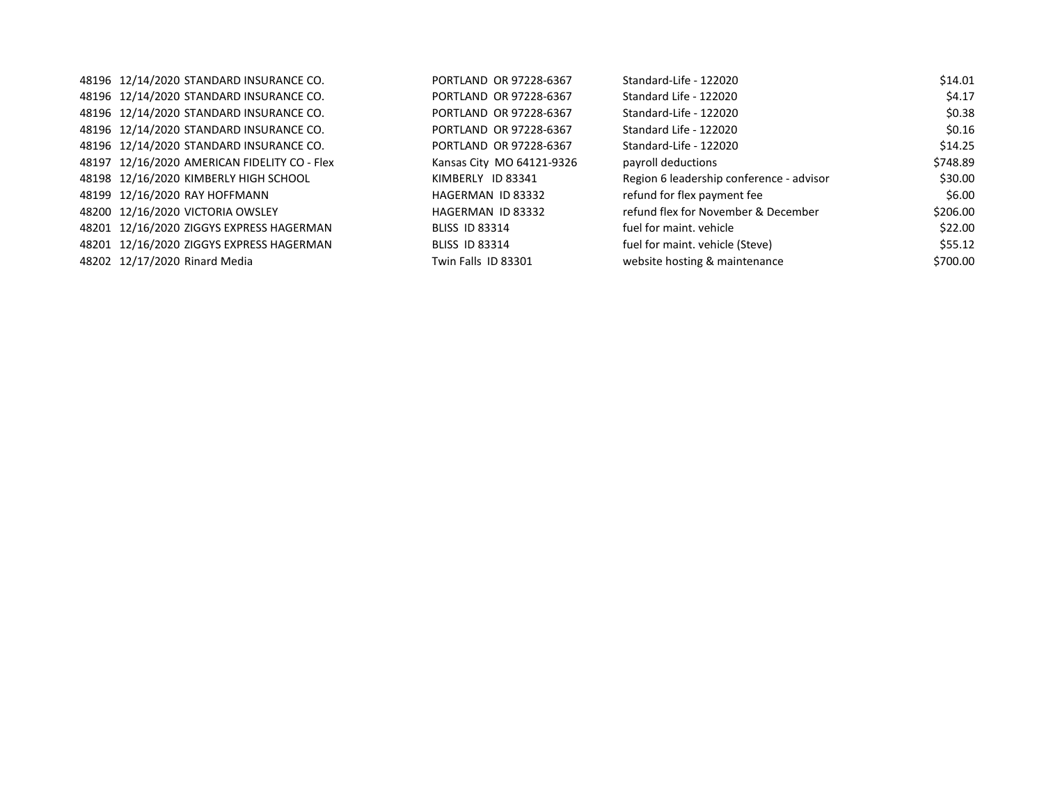| | | | | | |
|---|---|---|---|---|---|
| 48196 | 12/14/2020 | STANDARD INSURANCE CO. | PORTLAND OR 97228-6367 | Standard-Life - 122020 | $14.01 |
| 48196 | 12/14/2020 | STANDARD INSURANCE CO. | PORTLAND OR 97228-6367 | Standard Life - 122020 | $4.17 |
| 48196 | 12/14/2020 | STANDARD INSURANCE CO. | PORTLAND OR 97228-6367 | Standard-Life - 122020 | $0.38 |
| 48196 | 12/14/2020 | STANDARD INSURANCE CO. | PORTLAND OR 97228-6367 | Standard Life - 122020 | $0.16 |
| 48196 | 12/14/2020 | STANDARD INSURANCE CO. | PORTLAND OR 97228-6367 | Standard-Life - 122020 | $14.25 |
| 48197 | 12/16/2020 | AMERICAN FIDELITY CO - Flex | Kansas City MO 64121-9326 | payroll deductions | $748.89 |
| 48198 | 12/16/2020 | KIMBERLY HIGH SCHOOL | KIMBERLY ID 83341 | Region 6 leadership conference - advisor | $30.00 |
| 48199 | 12/16/2020 | RAY HOFFMANN | HAGERMAN ID 83332 | refund for flex payment fee | $6.00 |
| 48200 | 12/16/2020 | VICTORIA OWSLEY | HAGERMAN ID 83332 | refund flex for November & December | $206.00 |
| 48201 | 12/16/2020 | ZIGGYS EXPRESS HAGERMAN | BLISS ID 83314 | fuel for maint. vehicle | $22.00 |
| 48201 | 12/16/2020 | ZIGGYS EXPRESS HAGERMAN | BLISS ID 83314 | fuel for maint. vehicle (Steve) | $55.12 |
| 48202 | 12/17/2020 | Rinard Media | Twin Falls ID 83301 | website hosting & maintenance | $700.00 |